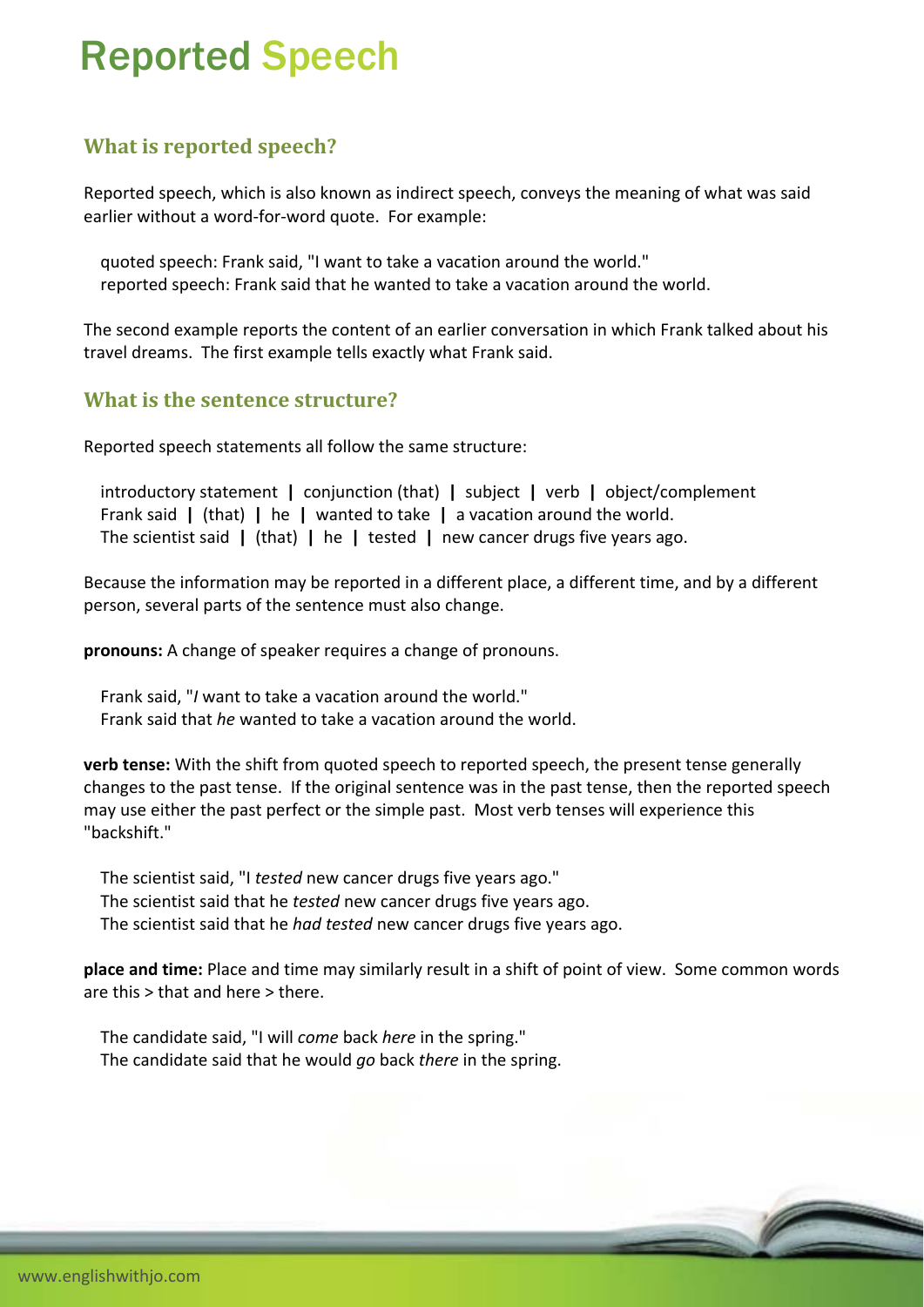# Reported Speech

## What is reported speech?

Reported speech, which is also known as indirect speech, conveys the meaning of what was said earlier without a word-for-word quote. For example:

quoted speech: Frank said, "I want to take a vacation around the world."
reported speech: Frank said that he wanted to take a vacation around the world.

The second example reports the content of an earlier conversation in which Frank talked about his travel dreams. The first example tells exactly what Frank said.

## What is the sentence structure?

Reported speech statements all follow the same structure:

introductory statement **|** conjunction (that) **|** subject **|** verb **|** object/complement
Frank said **|** (that) **|** he **|** wanted to take **|** a vacation around the world.
The scientist said **|** (that) **|** he **|** tested **|** new cancer drugs five years ago.

Because the information may be reported in a different place, a different time, and by a different person, several parts of the sentence must also change.

**pronouns:** A change of speaker requires a change of pronouns.

Frank said, "*I* want to take a vacation around the world."
Frank said that *he* wanted to take a vacation around the world.

**verb tense:** With the shift from quoted speech to reported speech, the present tense generally changes to the past tense. If the original sentence was in the past tense, then the reported speech may use either the past perfect or the simple past. Most verb tenses will experience this "backshift."

The scientist said, "I *tested* new cancer drugs five years ago."
The scientist said that he *tested* new cancer drugs five years ago.
The scientist said that he *had tested* new cancer drugs five years ago.

**place and time:** Place and time may similarly result in a shift of point of view. Some common words are this > that and here > there.

The candidate said, "I will *come* back *here* in the spring."
The candidate said that he would *go* back *there* in the spring.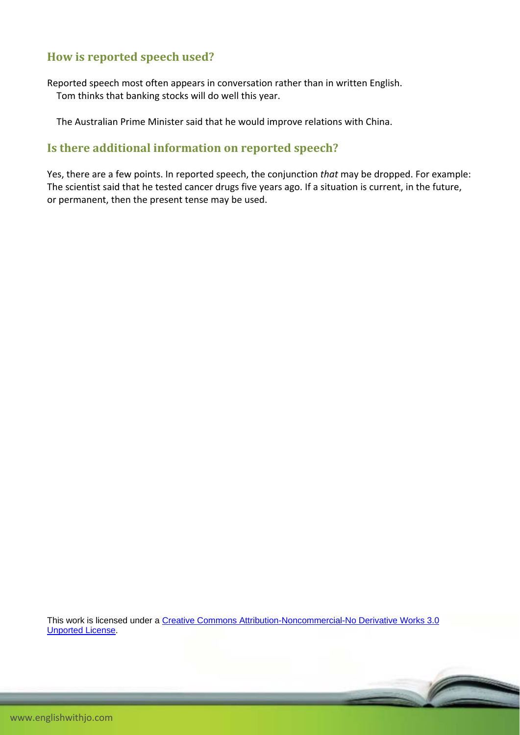## How is reported speech used?

Reported speech most often appears in conversation rather than in written English.

Tom thinks that banking stocks will do well this year.

The Australian Prime Minister said that he would improve relations with China.

## Is there additional information on reported speech?

Yes, there are a few points. In reported speech, the conjunction *that* may be dropped. For example: The scientist said that he tested cancer drugs five years ago. If a situation is current, in the future, or permanent, then the present tense may be used.

This work is licensed under a [Creative Commons Attribution-Noncommercial-No Derivative Works 3.0 Unported License](http://creativecommons.org/licenses/by-nc-nd/3.0/).

www.englishwithjo.com